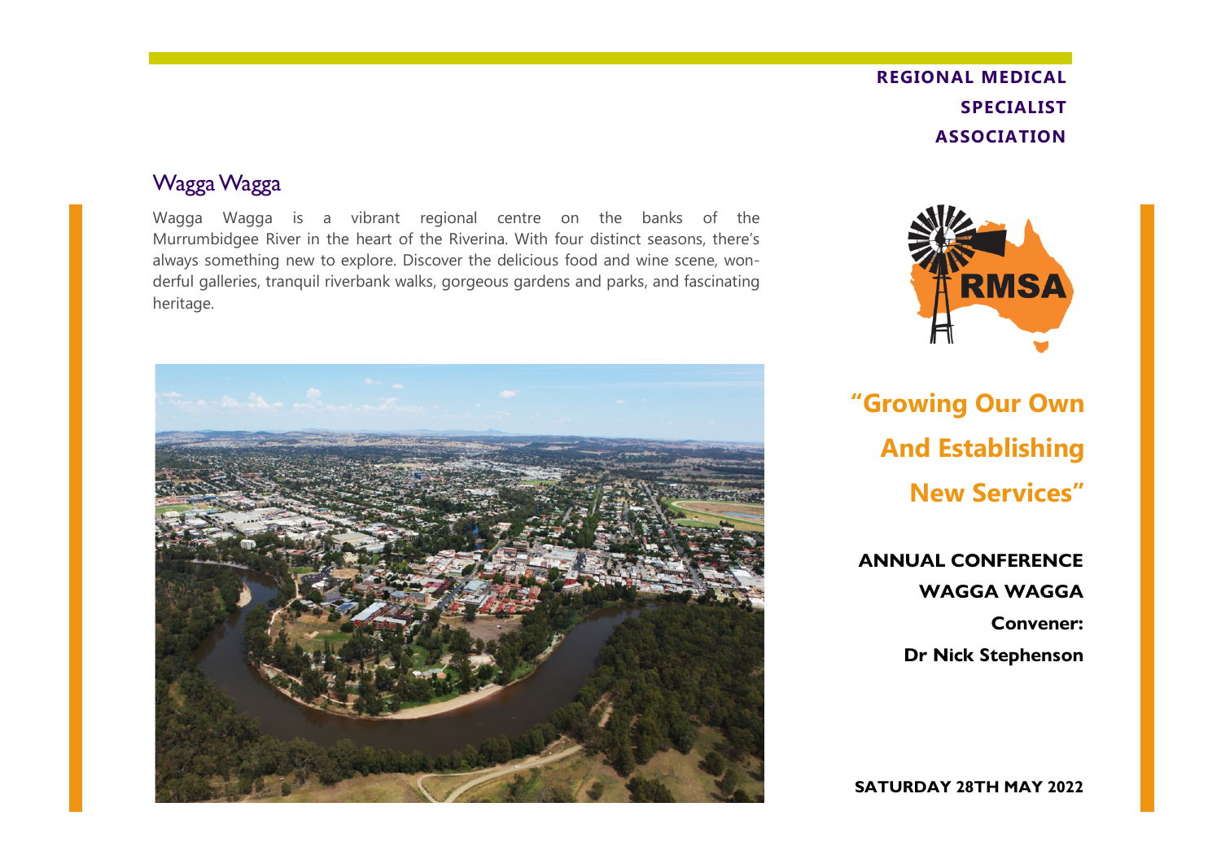**REGIONAL MEDICAL SPECIALIST ASSOCIATION**

## Wagga Wagga

Wagga Wagga is a vibrant regional centre on the banks of the Murrumbidgee River in the heart of the Riverina. With four distinct seasons, there's always something new to explore. Discover the delicious food and wine scene, wonderful galleries, tranquil riverbank walks, gorgeous gardens and parks, and fascinating heritage.

RMSA

# "Growing Our Own And Establishing New Services"

**ANNUAL CONFERENCE**

**WAGGA WAGGA**

**Convener:**

**Dr Nick Stephenson**

**SATURDAY 28TH MAY 2022**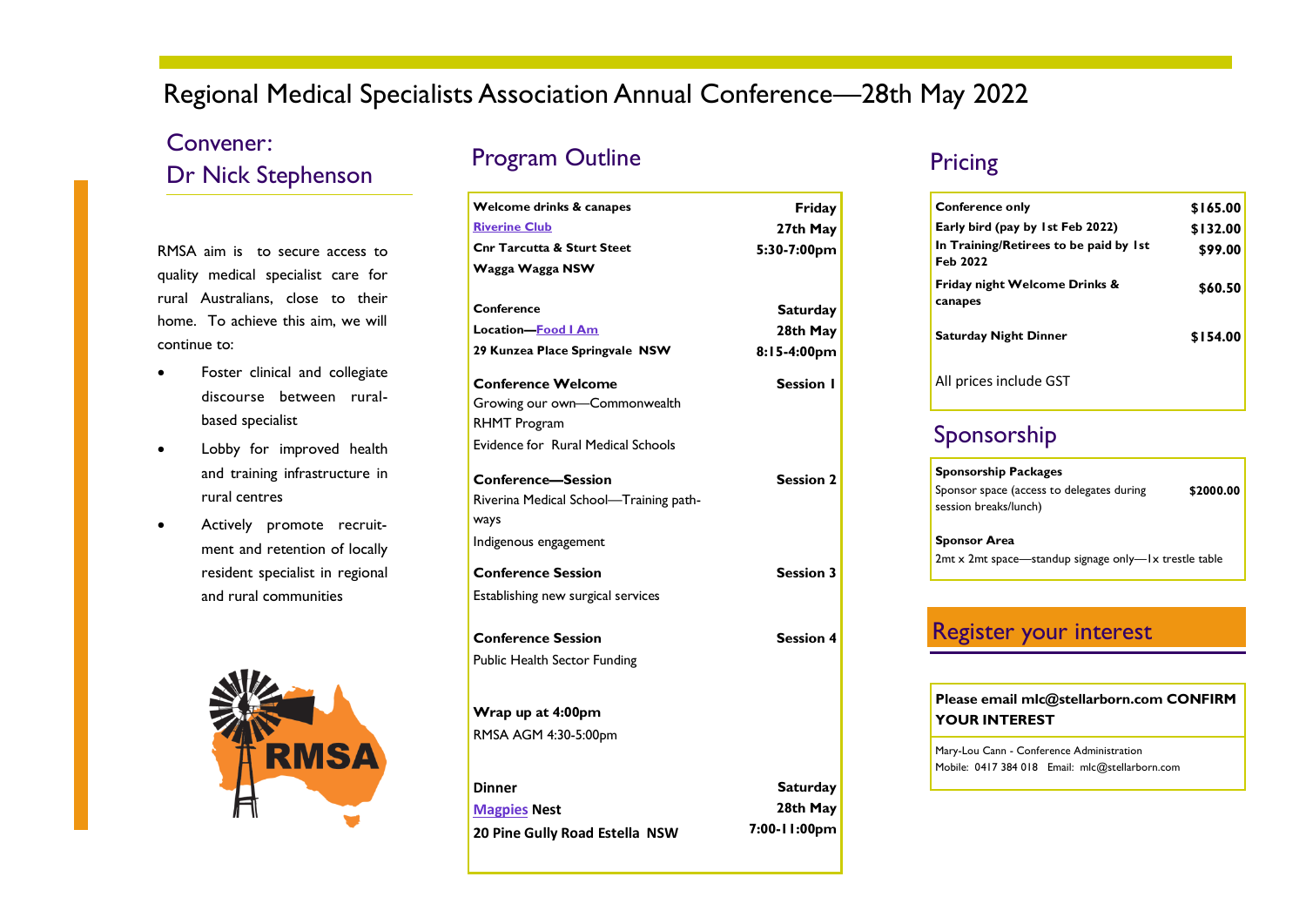# Regional Medical Specialists Association Annual Conference—28th May 2022

## Convener: Dr Nick Stephenson

RMSA aim is to secure access to quality medical specialist care for rural Australians, close to their home. To achieve this aim, we will continue to:

- Foster clinical and collegiate discourse between rural-based specialist
- Lobby for improved health and training infrastructure in rural centres
- Actively promote recruitment and retention of locally resident specialist in regional and rural communities

RMSA

## Program Outline

| | |
|---|---|
| **Welcome drinks & canapes**<br>[Riverine Club]<br>**Cnr Tarcutta & Sturt Steet**<br>**Wagga Wagga NSW** | **Friday**<br>**27th May**<br>**5:30-7:00pm** |
| **Conference**<br>**Location—[Food I Am]**<br>**29 Kunzea Place Springvale NSW** | **Saturday**<br>**28th May**<br>**8:15-4:00pm** |
| **Conference Welcome**<br>Growing our own—Commonwealth RHMT Program<br>Evidence for Rural Medical Schools | **Session 1** |
| **Conference—Session**<br>Riverina Medical School—Training pathways<br>Indigenous engagement | **Session 2** |
| **Conference Session**<br>Establishing new surgical services | **Session 3** |
| **Conference Session**<br>Public Health Sector Funding | **Session 4** |
| **Wrap up at 4:00pm**<br>RMSA AGM 4:30-5:00pm | |
| **Dinner**<br>**[Magpies] Nest**<br>**20 Pine Gully Road Estella NSW** | **Saturday**<br>**28th May**<br>**7:00-11:00pm** |

## Pricing

| | |
|---|---|
| **Conference only** | **$165.00** |
| **Early bird (pay by 1st Feb 2022)** | **$132.00** |
| **In Training/Retirees to be paid by 1st Feb 2022** | **$99.00** |
| **Friday night Welcome Drinks & canapes** | **$60.50** |
| **Saturday Night Dinner** | **$154.00** |

All prices include GST

## Sponsorship

| | |
|---|---|
| **Sponsorship Packages**<br>Sponsor space (access to delegates during session breaks/lunch) | **$2000.00** |
| **Sponsor Area**<br>2mt x 2mt space—standup signage only—1x trestle table | |

## Register your interest

**Please email mlc@stellarborn.com CONFIRM YOUR INTEREST**

Mary-Lou Cann - Conference Administration
Mobile: 0417 384 018 Email: mlc@stellarborn.com